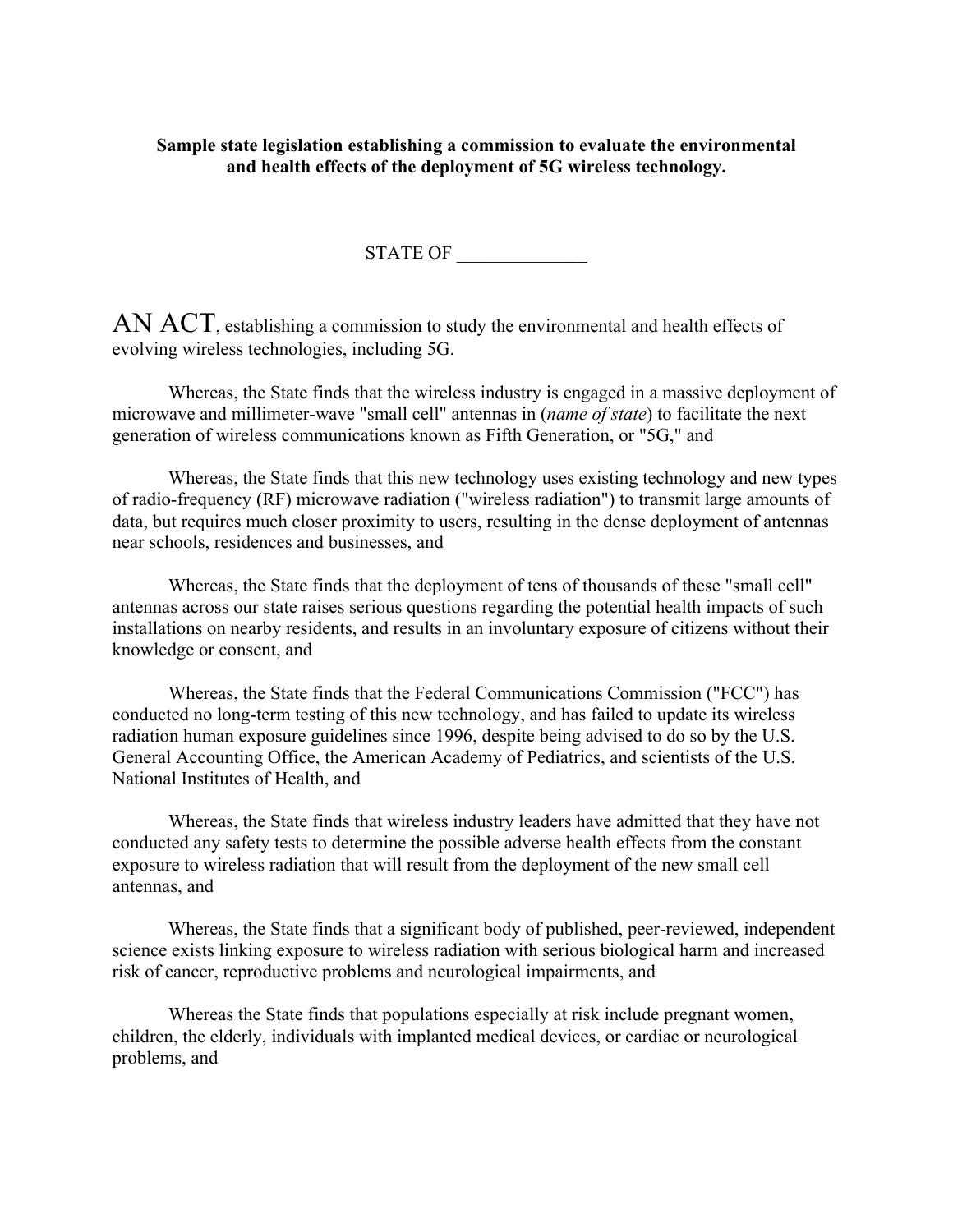**Sample state legislation establishing a commission to evaluate the environmental and health effects of the deployment of 5G wireless technology.**

STATE OF ______________

AN ACT, establishing a commission to study the environmental and health effects of evolving wireless technologies, including 5G.

Whereas, the State finds that the wireless industry is engaged in a massive deployment of microwave and millimeter-wave "small cell" antennas in (*name of state*) to facilitate the next generation of wireless communications known as Fifth Generation, or "5G," and

Whereas, the State finds that this new technology uses existing technology and new types of radio-frequency (RF) microwave radiation ("wireless radiation") to transmit large amounts of data, but requires much closer proximity to users, resulting in the dense deployment of antennas near schools, residences and businesses, and

Whereas, the State finds that the deployment of tens of thousands of these "small cell" antennas across our state raises serious questions regarding the potential health impacts of such installations on nearby residents, and results in an involuntary exposure of citizens without their knowledge or consent, and

Whereas, the State finds that the Federal Communications Commission ("FCC") has conducted no long-term testing of this new technology, and has failed to update its wireless radiation human exposure guidelines since 1996, despite being advised to do so by the U.S. General Accounting Office, the American Academy of Pediatrics, and scientists of the U.S. National Institutes of Health, and

Whereas, the State finds that wireless industry leaders have admitted that they have not conducted any safety tests to determine the possible adverse health effects from the constant exposure to wireless radiation that will result from the deployment of the new small cell antennas, and

Whereas, the State finds that a significant body of published, peer-reviewed, independent science exists linking exposure to wireless radiation with serious biological harm and increased risk of cancer, reproductive problems and neurological impairments, and

Whereas the State finds that populations especially at risk include pregnant women, children, the elderly, individuals with implanted medical devices, or cardiac or neurological problems, and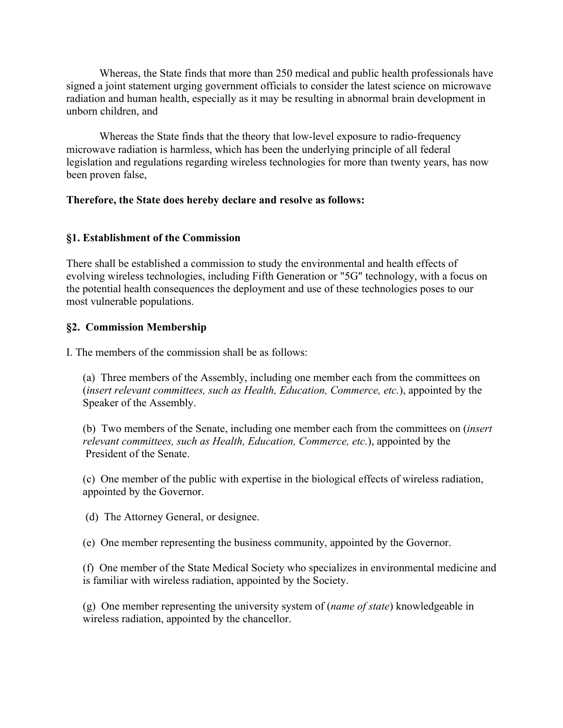Whereas, the State finds that more than 250 medical and public health professionals have signed a joint statement urging government officials to consider the latest science on microwave radiation and human health, especially as it may be resulting in abnormal brain development in unborn children, and

Whereas the State finds that the theory that low-level exposure to radio-frequency microwave radiation is harmless, which has been the underlying principle of all federal legislation and regulations regarding wireless technologies for more than twenty years, has now been proven false,

**Therefore, the State does hereby declare and resolve as follows:**

**§1. Establishment of the Commission**

There shall be established a commission to study the environmental and health effects of evolving wireless technologies, including Fifth Generation or "5G" technology, with a focus on the potential health consequences the deployment and use of these technologies poses to our most vulnerable populations.

**§2. Commission Membership**

I. The members of the commission shall be as follows:

(a) Three members of the Assembly, including one member each from the committees on (*insert relevant committees, such as Health, Education, Commerce, etc.*), appointed by the Speaker of the Assembly.

(b) Two members of the Senate, including one member each from the committees on (*insert relevant committees, such as Health, Education, Commerce, etc.*), appointed by the President of the Senate.

(c) One member of the public with expertise in the biological effects of wireless radiation, appointed by the Governor.

(d) The Attorney General, or designee.

(e) One member representing the business community, appointed by the Governor.

(f) One member of the State Medical Society who specializes in environmental medicine and is familiar with wireless radiation, appointed by the Society.

(g) One member representing the university system of (*name of state*) knowledgeable in wireless radiation, appointed by the chancellor.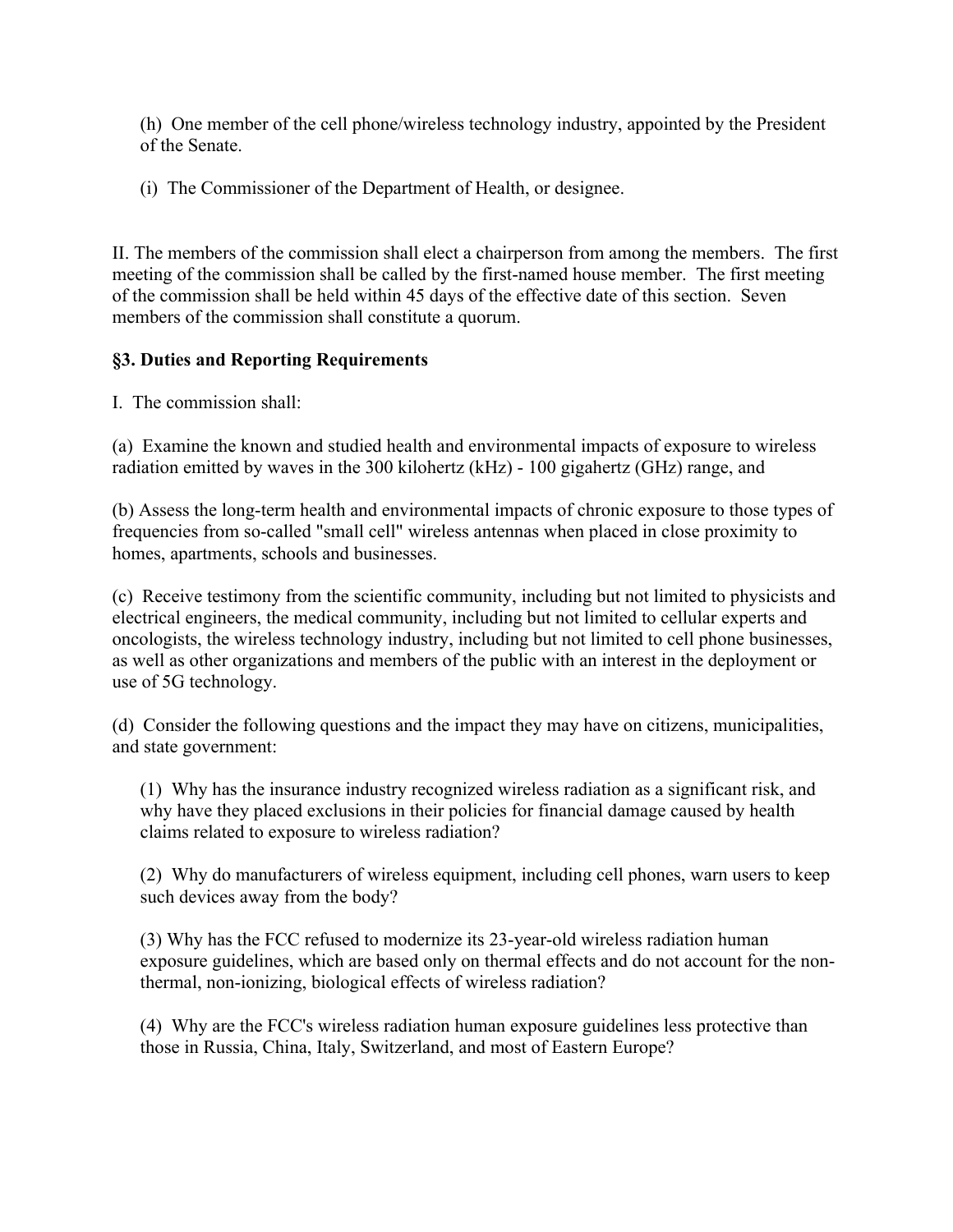(h) One member of the cell phone/wireless technology industry, appointed by the President of the Senate.

(i) The Commissioner of the Department of Health, or designee.

II. The members of the commission shall elect a chairperson from among the members. The first meeting of the commission shall be called by the first-named house member. The first meeting of the commission shall be held within 45 days of the effective date of this section. Seven members of the commission shall constitute a quorum.

**§3. Duties and Reporting Requirements**

I. The commission shall:

(a) Examine the known and studied health and environmental impacts of exposure to wireless radiation emitted by waves in the 300 kilohertz (kHz) - 100 gigahertz (GHz) range, and

(b) Assess the long-term health and environmental impacts of chronic exposure to those types of frequencies from so-called "small cell" wireless antennas when placed in close proximity to homes, apartments, schools and businesses.

(c) Receive testimony from the scientific community, including but not limited to physicists and electrical engineers, the medical community, including but not limited to cellular experts and oncologists, the wireless technology industry, including but not limited to cell phone businesses, as well as other organizations and members of the public with an interest in the deployment or use of 5G technology.

(d) Consider the following questions and the impact they may have on citizens, municipalities, and state government:

(1) Why has the insurance industry recognized wireless radiation as a significant risk, and why have they placed exclusions in their policies for financial damage caused by health claims related to exposure to wireless radiation?

(2) Why do manufacturers of wireless equipment, including cell phones, warn users to keep such devices away from the body?

(3) Why has the FCC refused to modernize its 23-year-old wireless radiation human exposure guidelines, which are based only on thermal effects and do not account for the non-thermal, non-ionizing, biological effects of wireless radiation?

(4) Why are the FCC's wireless radiation human exposure guidelines less protective than those in Russia, China, Italy, Switzerland, and most of Eastern Europe?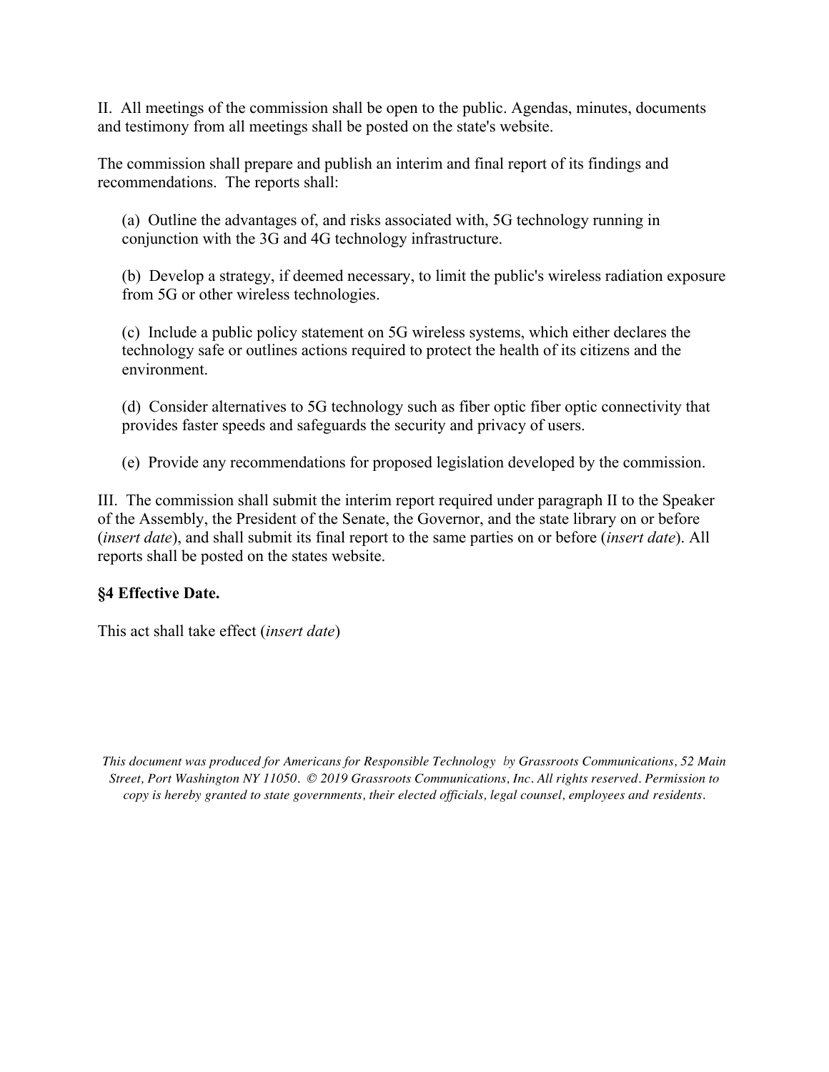II.  All meetings of the commission shall be open to the public. Agendas, minutes, documents and testimony from all meetings shall be posted on the state's website.

The commission shall prepare and publish an interim and final report of its findings and recommendations.  The reports shall:

(a)  Outline the advantages of, and risks associated with, 5G technology running in conjunction with the 3G and 4G technology infrastructure.

(b)  Develop a strategy, if deemed necessary, to limit the public's wireless radiation exposure from 5G or other wireless technologies.

(c)  Include a public policy statement on 5G wireless systems, which either declares the technology safe or outlines actions required to protect the health of its citizens and the environment.

(d)  Consider alternatives to 5G technology such as fiber optic fiber optic connectivity that provides faster speeds and safeguards the security and privacy of users.

(e)  Provide any recommendations for proposed legislation developed by the commission.

III.  The commission shall submit the interim report required under paragraph II to the Speaker of the Assembly, the President of the Senate, the Governor, and the state library on or before (*insert date*), and shall submit its final report to the same parties on or before (*insert date*). All reports shall be posted on the states website.

**§4 Effective Date.**

This act shall take effect (*insert date*)

*This document was produced for Americans for Responsible Technology  by Grassroots Communications, 52 Main Street, Port Washington NY 11050.  © 2019 Grassroots Communications, Inc. All rights reserved. Permission to copy is hereby granted to state governments, their elected officials, legal counsel, employees and residents.*